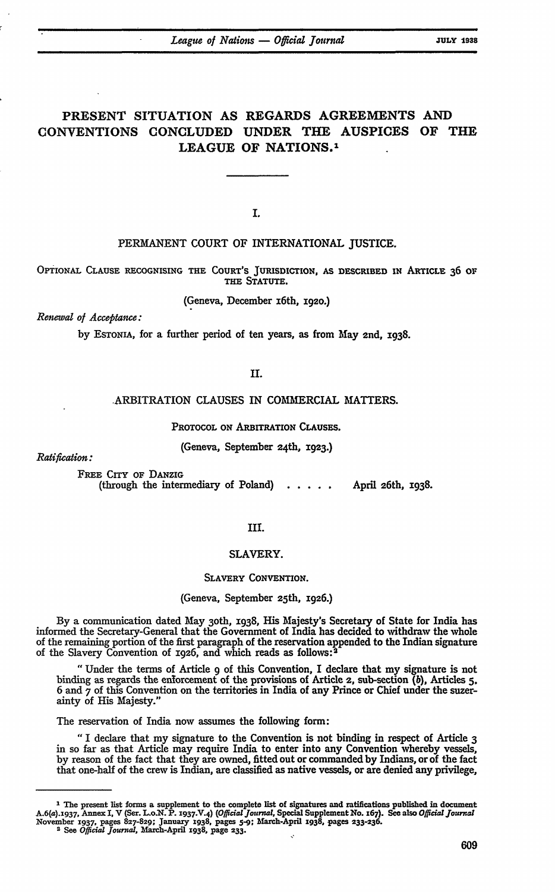# PRESENT SITUATION AS REGARDS AGREEMENTS AND CONVENTIONS CONCLUDED UNDER THE AUSPICES OF THE LEAGUE OF NATIONS.[1]

## I.

### PERMANENT COURT OF INTERNATIONAL JUSTICE.

OPTIONAL CLAUSE RECOGNISING THE COURT'S JURISDICTION, AS DESCRIBED IN ARTICLE 36 OF THE STATUTE.

(Geneva, December 16th, 1920.)

*Renewal of Acceptance:*

by ESTONIA, for a further period of ten years, as from May 2nd, 1938.

## II.

### ARBITRATION CLAUSES IN COMMERCIAL MATTERS.

PROTOCOL ON ARBITRATION CLAUSES.

(Geneva, September 24th, 1923.)

*Ratification:*

FREE CITY OF DANZIG
(through the intermediary of Poland) . . . . . April 26th, 1938.

## III.

### SLAVERY.

SLAVERY CONVENTION.

(Geneva, September 25th, 1926.)

By a communication dated May 30th, 1938, His Majesty's Secretary of State for India has informed the Secretary-General that the Government of India has decided to withdraw the whole of the remaining portion of the first paragraph of the reservation appended to the Indian signature of the Slavery Convention of 1926, and which reads as follows:[2]

"I declare that under the terms of Article 9 of this Convention, I declare that my signature is not binding as regards the enforcement of the provisions of Article 2, sub-section (*b*), Articles 5, 6 and 7 of this Convention on the territories in India of any Prince or Chief under the suzerainty of His Majesty."

The reservation of India now assumes the following form:

"I declare that my signature to the Convention is not binding in respect of Article 3 in so far as that Article may require India to enter into any Convention whereby vessels, by reason of the fact that they are owned, fitted out or commanded by Indians, or of the fact that one-half of the crew is Indian, are classified as native vessels, or are denied any privilege,

---

[1] The present list forms a supplement to the complete list of signatures and ratifications published in document A.6(*a*).1937, Annex I, V (Ser. L.o.N. P. 1937.V.4) (*Official Journal*, Special Supplement No. 167). See also *Official Journal* November 1937, pages 827-829; January 1938, pages 5-9; March-April 1938, pages 233-236.

[2] See *Official Journal*, March-April 1938, page 233.

# PRESENT SITUATION AS REGARDS AGREEMENTS AND CONVENTIONS CONCLUDED UNDER THE AUSPICES OF THE LEAGUE OF NATIONS.[1]

## I.

### PERMANENT COURT OF INTERNATIONAL JUSTICE.

OPTIONAL CLAUSE RECOGNISING THE COURT'S JURISDICTION, AS DESCRIBED IN ARTICLE 36 OF THE STATUTE.

(Geneva, December 16th, 1920.)

*Renewal of Acceptance:*

by ESTONIA, for a further period of ten years, as from May 2nd, 1938.

## II.

### ARBITRATION CLAUSES IN COMMERCIAL MATTERS.

PROTOCOL ON ARBITRATION CLAUSES.

(Geneva, September 24th, 1923.)

*Ratification:*

FREE CITY OF DANZIG
(through the intermediary of Poland) . . . . . April 26th, 1938.

## III.

### SLAVERY.

SLAVERY CONVENTION.

(Geneva, September 25th, 1926.)

By a communication dated May 30th, 1938, His Majesty's Secretary of State for India has informed the Secretary-General that the Government of India has decided to withdraw the whole of the remaining portion of the first paragraph of the reservation appended to the Indian signature of the Slavery Convention of 1926, and which reads as follows:[2]

"Under the terms of Article 9 of this Convention, I declare that my signature is not binding as regards the enforcement of the provisions of Article 2, sub-section (*b*), Articles 5, 6 and 7 of this Convention on the territories in India of any Prince or Chief under the suzerainty of His Majesty."

The reservation of India now assumes the following form:

"I declare that my signature to the Convention is not binding in respect of Article 3 in so far as that Article may require India to enter into any Convention whereby vessels, by reason of the fact that they are owned, fitted out or commanded by Indians, or of the fact that one-half of the crew is Indian, are classified as native vessels, or are denied any privilege,

---

[1] The present list forms a supplement to the complete list of signatures and ratifications published in document A.6(*a*).1937, Annex I, V (Ser. L.o.N. P. 1937.V.4) (*Official Journal*, Special Supplement No. 167). See also *Official Journal* November 1937, pages 827-829; January 1938, pages 5-9; March-April 1938, pages 233-236.

[2] See *Official Journal*, March-April 1938, page 233.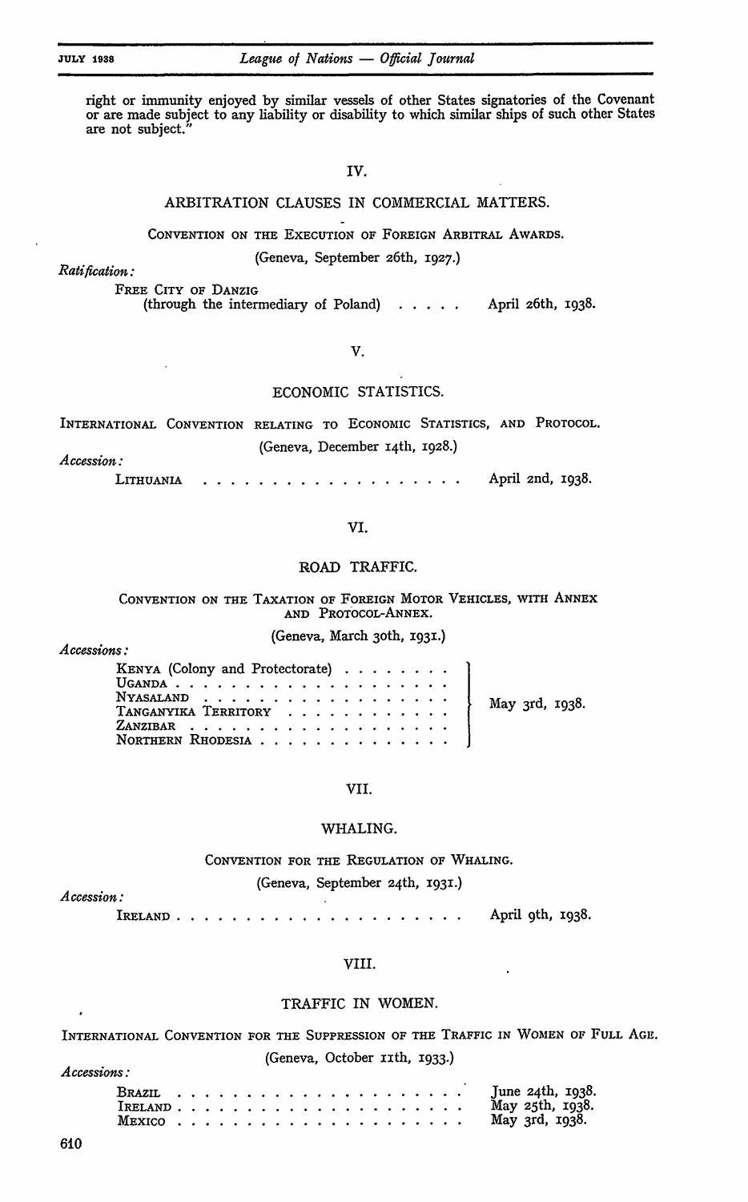right or immunity enjoyed by similar vessels of other States signatories of the Covenant or are made subject to any liability or disability to which similar ships of such other States are not subject."

## IV.

## ARBITRATION CLAUSES IN COMMERCIAL MATTERS.

### CONVENTION ON THE EXECUTION OF FOREIGN ARBITRAL AWARDS.

(Geneva, September 26th, 1927.)

*Ratification:*

FREE CITY OF DANZIG (through the intermediary of Poland) . . . . . April 26th, 1938.

## V.

## ECONOMIC STATISTICS.

### INTERNATIONAL CONVENTION RELATING TO ECONOMIC STATISTICS, AND PROTOCOL.

(Geneva, December 14th, 1928.)

*Accession:*

LITHUANIA . . . . . . . . . . . . . . . . . . . April 2nd, 1938.

## VI.

## ROAD TRAFFIC.

### CONVENTION ON THE TAXATION OF FOREIGN MOTOR VEHICLES, WITH ANNEX AND PROTOCOL-ANNEX.

(Geneva, March 30th, 1931.)

*Accessions:*

KENYA (Colony and Protectorate)
UGANDA
NYASALAND
TANGANYIKA TERRITORY
ZANZIBAR
NORTHERN RHODESIA

} May 3rd, 1938.

## VII.

## WHALING.

### CONVENTION FOR THE REGULATION OF WHALING.

(Geneva, September 24th, 1931.)

*Accession:*

IRELAND . . . . . . . . . . . . . . . . . . . . April 9th, 1938.

## VIII.

## TRAFFIC IN WOMEN.

### INTERNATIONAL CONVENTION FOR THE SUPPRESSION OF THE TRAFFIC IN WOMEN OF FULL AGE.

(Geneva, October 11th, 1933.)

*Accessions:*

BRAZIL . . . . . . . . . . . . . . . . . . . . June 24th, 1938.
IRELAND . . . . . . . . . . . . . . . . . . . . May 25th, 1938.
MEXICO . . . . . . . . . . . . . . . . . . . . May 3rd, 1938.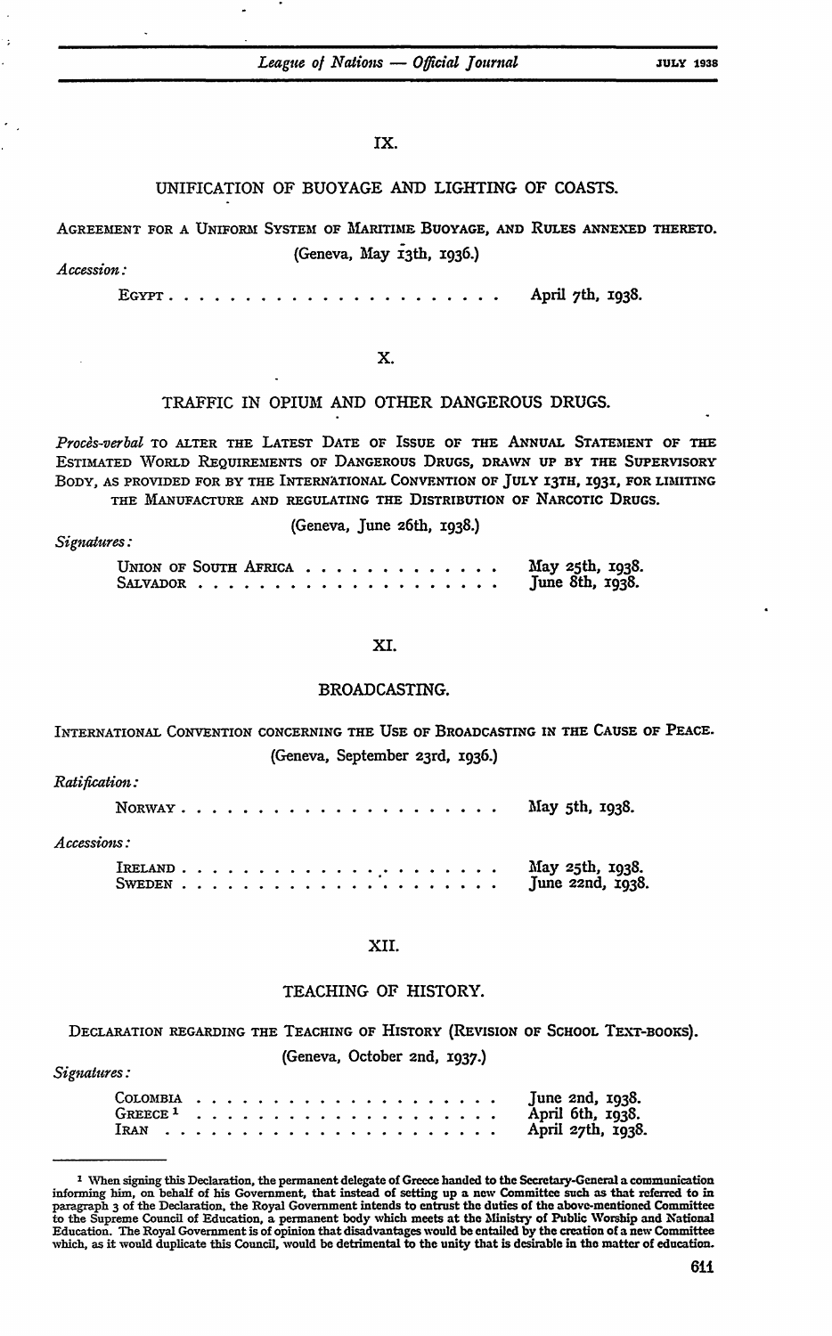## IX.

### UNIFICATION OF BUOYAGE AND LIGHTING OF COASTS.

AGREEMENT FOR A UNIFORM SYSTEM OF MARITIME BUOYAGE, AND RULES ANNEXED THERETO.

(Geneva, May 13th, 1936.)

*Accession:*

| | |
|---|---|
| EGYPT | April 7th, 1938. |

## X.

### TRAFFIC IN OPIUM AND OTHER DANGEROUS DRUGS.

*Procès-verbal* TO ALTER THE LATEST DATE OF ISSUE OF THE ANNUAL STATEMENT OF THE ESTIMATED WORLD REQUIREMENTS OF DANGEROUS DRUGS, DRAWN UP BY THE SUPERVISORY BODY, AS PROVIDED FOR BY THE INTERNATIONAL CONVENTION OF JULY 13TH, 1931, FOR LIMITING THE MANUFACTURE AND REGULATING THE DISTRIBUTION OF NARCOTIC DRUGS.

(Geneva, June 26th, 1938.)

*Signatures:*

| | |
|---|---|
| UNION OF SOUTH AFRICA | May 25th, 1938. |
| SALVADOR | June 8th, 1938. |

## XI.

### BROADCASTING.

INTERNATIONAL CONVENTION CONCERNING THE USE OF BROADCASTING IN THE CAUSE OF PEACE.

(Geneva, September 23rd, 1936.)

*Ratification:*

| | |
|---|---|
| NORWAY | May 5th, 1938. |

*Accessions:*

| | |
|---|---|
| IRELAND | May 25th, 1938. |
| SWEDEN | June 22nd, 1938. |

## XII.

### TEACHING OF HISTORY.

DECLARATION REGARDING THE TEACHING OF HISTORY (REVISION OF SCHOOL TEXT-BOOKS).

(Geneva, October 2nd, 1937.)

*Signatures:*

| | |
|---|---|
| COLOMBIA | June 2nd, 1938. |
| GREECE [1] | April 6th, 1938. |
| IRAN | April 27th, 1938. |

[1] When signing this Declaration, the permanent delegate of Greece handed to the Secretary-General a communication informing him, on behalf of his Government, that instead of setting up a new Committee such as that referred to in paragraph 3 of the Declaration, the Royal Government intends to entrust the duties of the above-mentioned Committee to the Supreme Council of Education, a permanent body which meets at the Ministry of Public Worship and National Education. The Royal Government is of opinion that disadvantages would be entailed by the creation of a new Committee which, as it would duplicate this Council, would be detrimental to the unity that is desirable in the matter of education.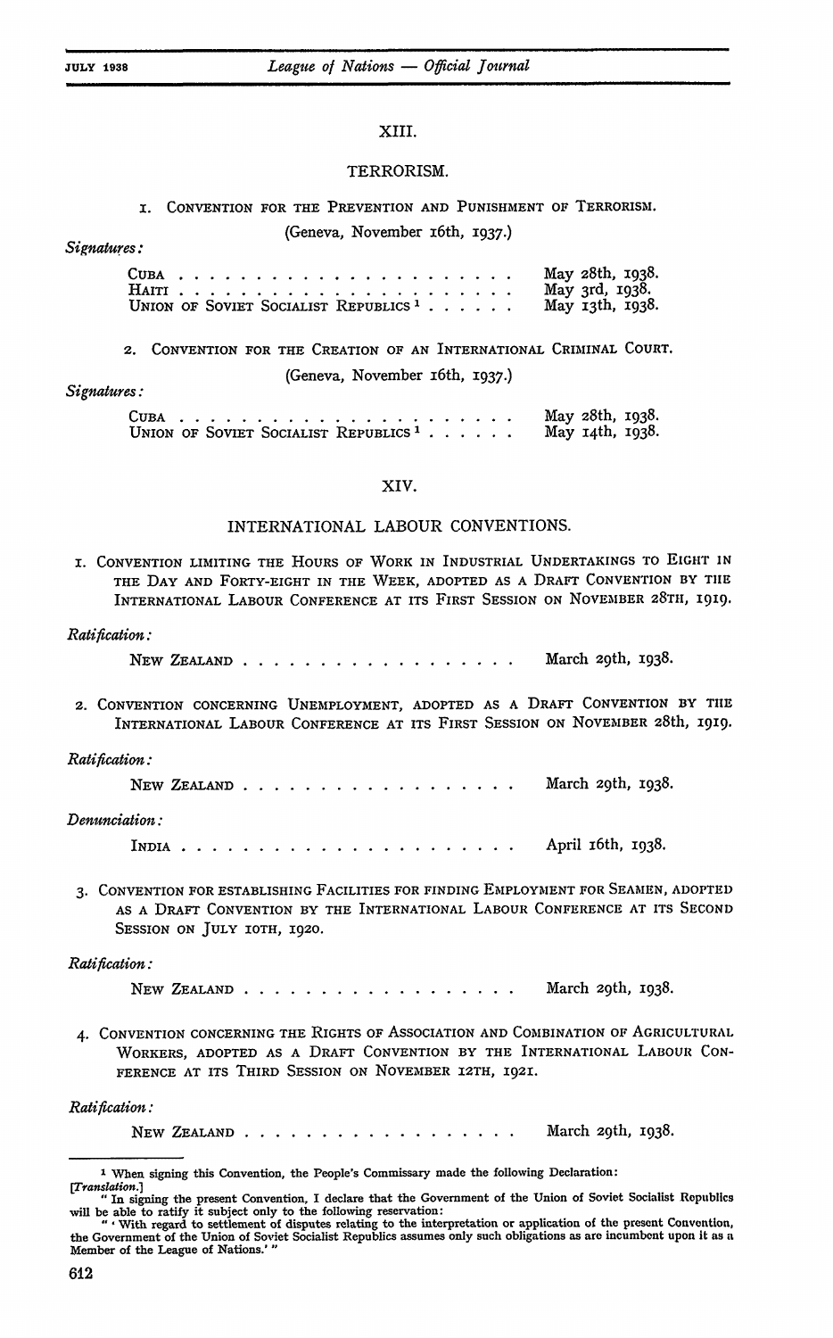## XIII.

## TERRORISM.

1. Convention for the Prevention and Punishment of Terrorism.

(Geneva, November 16th, 1937.)

*Signatures:*

| | |
|---|---|
| Cuba | May 28th, 1938. |
| Haiti | May 3rd, 1938. |
| Union of Soviet Socialist Republics [1] | May 13th, 1938. |

2. Convention for the Creation of an International Criminal Court.

(Geneva, November 16th, 1937.)

*Signatures:*

| | |
|---|---|
| Cuba | May 28th, 1938. |
| Union of Soviet Socialist Republics [1] | May 14th, 1938. |

## XIV.

## INTERNATIONAL LABOUR CONVENTIONS.

1. Convention limiting the Hours of Work in Industrial Undertakings to Eight in the Day and Forty-eight in the Week, adopted as a Draft Convention by the International Labour Conference at its First Session on November 28th, 1919.

*Ratification:*

New Zealand . . . . . . . . . . . . . . . . . . March 29th, 1938.

2. Convention concerning Unemployment, adopted as a Draft Convention by the International Labour Conference at its First Session on November 28th, 1919.

*Ratification:*

New Zealand . . . . . . . . . . . . . . . . . . March 29th, 1938.

*Denunciation:*

India . . . . . . . . . . . . . . . . . . . . . . April 16th, 1938.

3. Convention for establishing Facilities for finding Employment for Seamen, adopted as a Draft Convention by the International Labour Conference at its Second Session on July 10th, 1920.

*Ratification:*

New Zealand . . . . . . . . . . . . . . . . . . March 29th, 1938.

4. Convention concerning the Rights of Association and Combination of Agricultural Workers, adopted as a Draft Convention by the International Labour Conference at its Third Session on November 12th, 1921.

*Ratification:*

New Zealand . . . . . . . . . . . . . . . . . . March 29th, 1938.

---

[1] When signing this Convention, the People's Commissary made the following Declaration:
*[Translation.]*
"In signing the present Convention, I declare that the Government of the Union of Soviet Socialist Republics will be able to ratify it subject only to the following reservation:
"'With regard to settlement of disputes relating to the interpretation or application of the present Convention, the Government of the Union of Soviet Socialist Republics assumes only such obligations as are incumbent upon it as a Member of the League of Nations.'"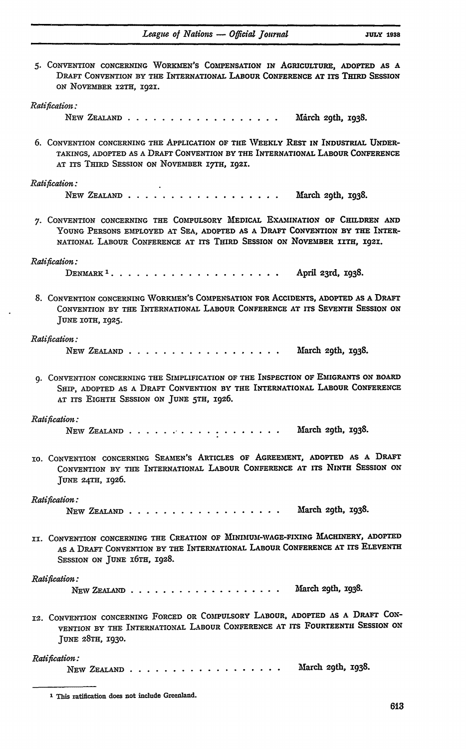5. CONVENTION CONCERNING WORKMEN'S COMPENSATION IN AGRICULTURE, ADOPTED AS A DRAFT CONVENTION BY THE INTERNATIONAL LABOUR CONFERENCE AT ITS THIRD SESSION ON NOVEMBER 12TH, 1921.

*Ratification:*

NEW ZEALAND . . . . . . . . . . . . . . . . . . March 29th, 1938.

6. CONVENTION CONCERNING THE APPLICATION OF THE WEEKLY REST IN INDUSTRIAL UNDERTAKINGS, ADOPTED AS A DRAFT CONVENTION BY THE INTERNATIONAL LABOUR CONFERENCE AT ITS THIRD SESSION ON NOVEMBER 17TH, 1921.

*Ratification:*

NEW ZEALAND . . . . . . . . . . . . . . . . . . March 29th, 1938.

7. CONVENTION CONCERNING THE COMPULSORY MEDICAL EXAMINATION OF CHILDREN AND YOUNG PERSONS EMPLOYED AT SEA, ADOPTED AS A DRAFT CONVENTION BY THE INTERNATIONAL LABOUR CONFERENCE AT ITS THIRD SESSION ON NOVEMBER 11TH, 1921.

*Ratification:*

DENMARK [1] . . . . . . . . . . . . . . . . . . . . April 23rd, 1938.

8. CONVENTION CONCERNING WORKMEN'S COMPENSATION FOR ACCIDENTS, ADOPTED AS A DRAFT CONVENTION BY THE INTERNATIONAL LABOUR CONFERENCE AT ITS SEVENTH SESSION ON JUNE 10TH, 1925.

*Ratification:*

NEW ZEALAND . . . . . . . . . . . . . . . . . . March 29th, 1938.

9. CONVENTION CONCERNING THE SIMPLIFICATION OF THE INSPECTION OF EMIGRANTS ON BOARD SHIP, ADOPTED AS A DRAFT CONVENTION BY THE INTERNATIONAL LABOUR CONFERENCE AT ITS EIGHTH SESSION ON JUNE 5TH, 1926.

*Ratification:*

NEW ZEALAND . . . . . . . . . . . . . . . . . . March 29th, 1938.

10. CONVENTION CONCERNING SEAMEN'S ARTICLES OF AGREEMENT, ADOPTED AS A DRAFT CONVENTION BY THE INTERNATIONAL LABOUR CONFERENCE AT ITS NINTH SESSION ON JUNE 24TH, 1926.

*Ratification:*

NEW ZEALAND . . . . . . . . . . . . . . . . . . March 29th, 1938.

11. CONVENTION CONCERNING THE CREATION OF MINIMUM-WAGE-FIXING MACHINERY, ADOPTED AS A DRAFT CONVENTION BY THE INTERNATIONAL LABOUR CONFERENCE AT ITS ELEVENTH SESSION ON JUNE 16TH, 1928.

*Ratification:*

NEW ZEALAND . . . . . . . . . . . . . . . . . . March 29th, 1938.

12. CONVENTION CONCERNING FORCED OR COMPULSORY LABOUR, ADOPTED AS A DRAFT CONVENTION BY THE INTERNATIONAL LABOUR CONFERENCE AT ITS FOURTEENTH SESSION ON JUNE 28TH, 1930.

*Ratification:*

NEW ZEALAND . . . . . . . . . . . . . . . . . . March 29th, 1938.

---

[1] This ratification does not include Greenland.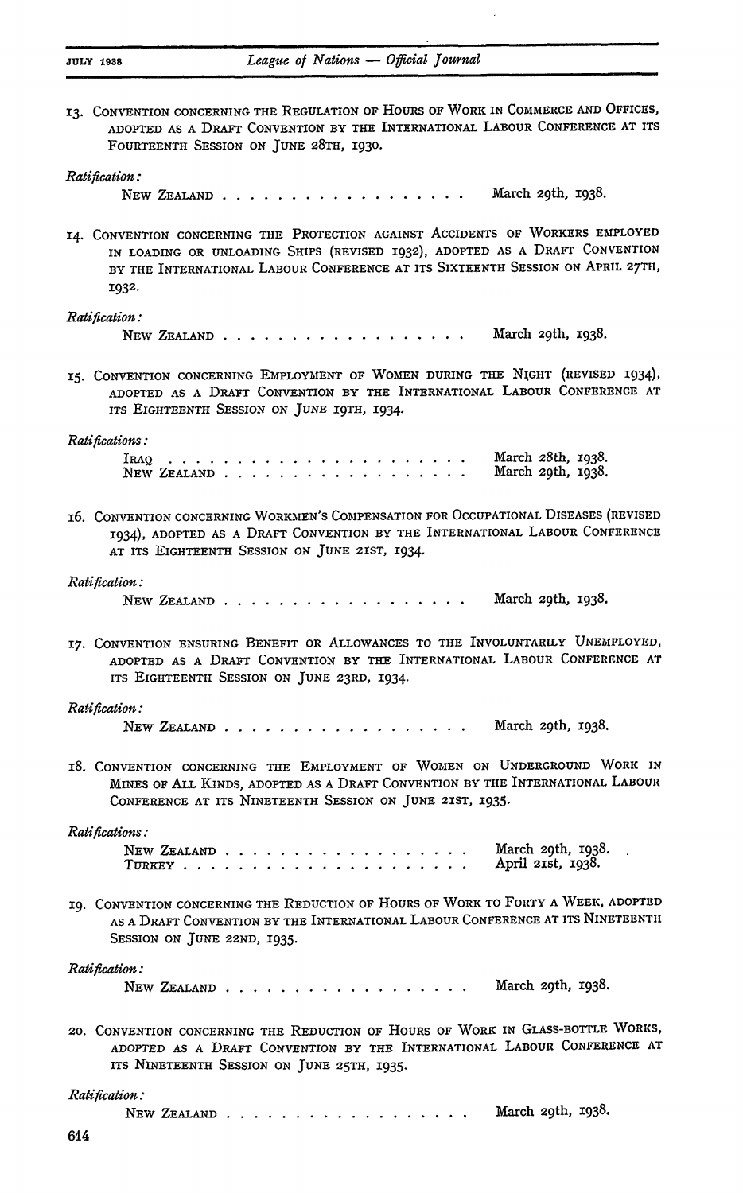13. Convention concerning the Regulation of Hours of Work in Commerce and Offices, adopted as a Draft Convention by the International Labour Conference at its Fourteenth Session on June 28th, 1930.

*Ratification:*

New Zealand . . . . . . . . . . . . . . . . . . March 29th, 1938.

14. Convention concerning the Protection against Accidents of Workers employed in loading or unloading Ships (revised 1932), adopted as a Draft Convention by the International Labour Conference at its Sixteenth Session on April 27th, 1932.

*Ratification:*

New Zealand . . . . . . . . . . . . . . . . . . March 29th, 1938.

15. Convention concerning Employment of Women during the Night (revised 1934), adopted as a Draft Convention by the International Labour Conference at its Eighteenth Session on June 19th, 1934.

*Ratifications:*

Iraq . . . . . . . . . . . . . . . . . . . . . . March 28th, 1938.
New Zealand . . . . . . . . . . . . . . . . . . March 29th, 1938.

16. Convention concerning Workmen's Compensation for Occupational Diseases (revised 1934), adopted as a Draft Convention by the International Labour Conference at its Eighteenth Session on June 21st, 1934.

*Ratification:*

New Zealand . . . . . . . . . . . . . . . . . . March 29th, 1938.

17. Convention ensuring Benefit or Allowances to the Involuntarily Unemployed, adopted as a Draft Convention by the International Labour Conference at its Eighteenth Session on June 23rd, 1934.

*Ratification:*

New Zealand . . . . . . . . . . . . . . . . . . March 29th, 1938.

18. Convention concerning the Employment of Women on Underground Work in Mines of All Kinds, adopted as a Draft Convention by the International Labour Conference at its Nineteenth Session on June 21st, 1935.

*Ratifications:*

New Zealand . . . . . . . . . . . . . . . . . . March 29th, 1938.
Turkey . . . . . . . . . . . . . . . . . . . . . April 21st, 1938.

19. Convention concerning the Reduction of Hours of Work to Forty a Week, adopted as a Draft Convention by the International Labour Conference at its Nineteenth Session on June 22nd, 1935.

*Ratification:*

New Zealand . . . . . . . . . . . . . . . . . . March 29th, 1938.

20. Convention concerning the Reduction of Hours of Work in Glass-bottle Works, adopted as a Draft Convention by the International Labour Conference at its Nineteenth Session on June 25th, 1935.

*Ratification:*

New Zealand . . . . . . . . . . . . . . . . . . March 29th, 1938.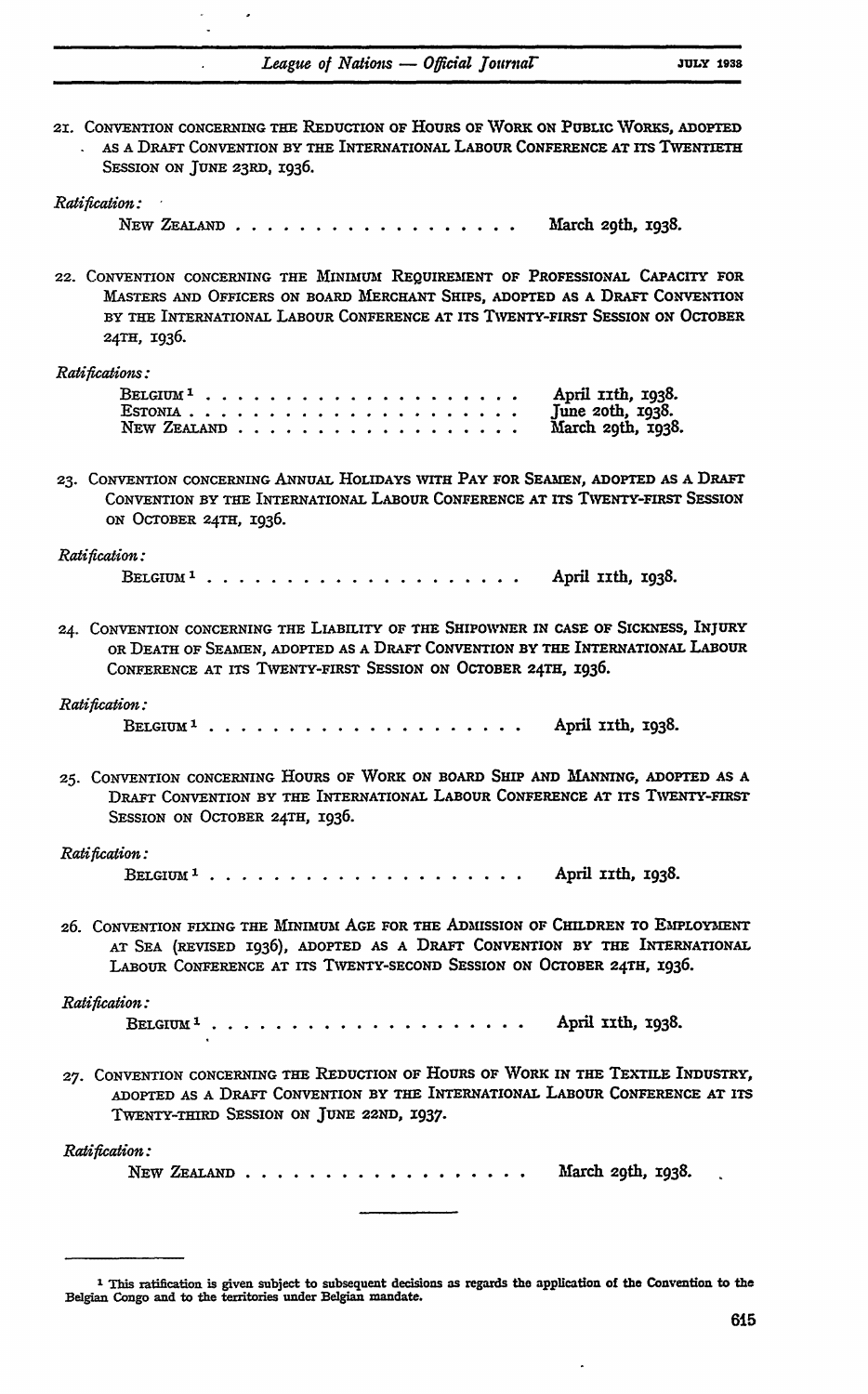21. CONVENTION CONCERNING THE REDUCTION OF HOURS OF WORK ON PUBLIC WORKS, ADOPTED AS A DRAFT CONVENTION BY THE INTERNATIONAL LABOUR CONFERENCE AT ITS TWENTIETH SESSION ON JUNE 23RD, 1936.

*Ratification:*

| | |
|---|---|
| NEW ZEALAND | March 29th, 1938. |

22. CONVENTION CONCERNING THE MINIMUM REQUIREMENT OF PROFESSIONAL CAPACITY FOR MASTERS AND OFFICERS ON BOARD MERCHANT SHIPS, ADOPTED AS A DRAFT CONVENTION BY THE INTERNATIONAL LABOUR CONFERENCE AT ITS TWENTY-FIRST SESSION ON OCTOBER 24TH, 1936.

*Ratifications:*

| | |
|---|---|
| BELGIUM [1] | April 11th, 1938. |
| ESTONIA | June 20th, 1938. |
| NEW ZEALAND | March 29th, 1938. |

23. CONVENTION CONCERNING ANNUAL HOLIDAYS WITH PAY FOR SEAMEN, ADOPTED AS A DRAFT CONVENTION BY THE INTERNATIONAL LABOUR CONFERENCE AT ITS TWENTY-FIRST SESSION ON OCTOBER 24TH, 1936.

*Ratification:*

| | |
|---|---|
| BELGIUM [1] | April 11th, 1938. |

24. CONVENTION CONCERNING THE LIABILITY OF THE SHIPOWNER IN CASE OF SICKNESS, INJURY OR DEATH OF SEAMEN, ADOPTED AS A DRAFT CONVENTION BY THE INTERNATIONAL LABOUR CONFERENCE AT ITS TWENTY-FIRST SESSION ON OCTOBER 24TH, 1936.

*Ratification:*

| | |
|---|---|
| BELGIUM [1] | April 11th, 1938. |

25. CONVENTION CONCERNING HOURS OF WORK ON BOARD SHIP AND MANNING, ADOPTED AS A DRAFT CONVENTION BY THE INTERNATIONAL LABOUR CONFERENCE AT ITS TWENTY-FIRST SESSION ON OCTOBER 24TH, 1936.

*Ratification:*

| | |
|---|---|
| BELGIUM [1] | April 11th, 1938. |

26. CONVENTION FIXING THE MINIMUM AGE FOR THE ADMISSION OF CHILDREN TO EMPLOYMENT AT SEA (REVISED 1936), ADOPTED AS A DRAFT CONVENTION BY THE INTERNATIONAL LABOUR CONFERENCE AT ITS TWENTY-SECOND SESSION ON OCTOBER 24TH, 1936.

*Ratification:*

| | |
|---|---|
| BELGIUM [1] | April 11th, 1938. |

27. CONVENTION CONCERNING THE REDUCTION OF HOURS OF WORK IN THE TEXTILE INDUSTRY, ADOPTED AS A DRAFT CONVENTION BY THE INTERNATIONAL LABOUR CONFERENCE AT ITS TWENTY-THIRD SESSION ON JUNE 22ND, 1937.

*Ratification:*

| | |
|---|---|
| NEW ZEALAND | March 29th, 1938. |

---

[1] This ratification is given subject to subsequent decisions as regards the application of the Convention to the Belgian Congo and to the territories under Belgian mandate.